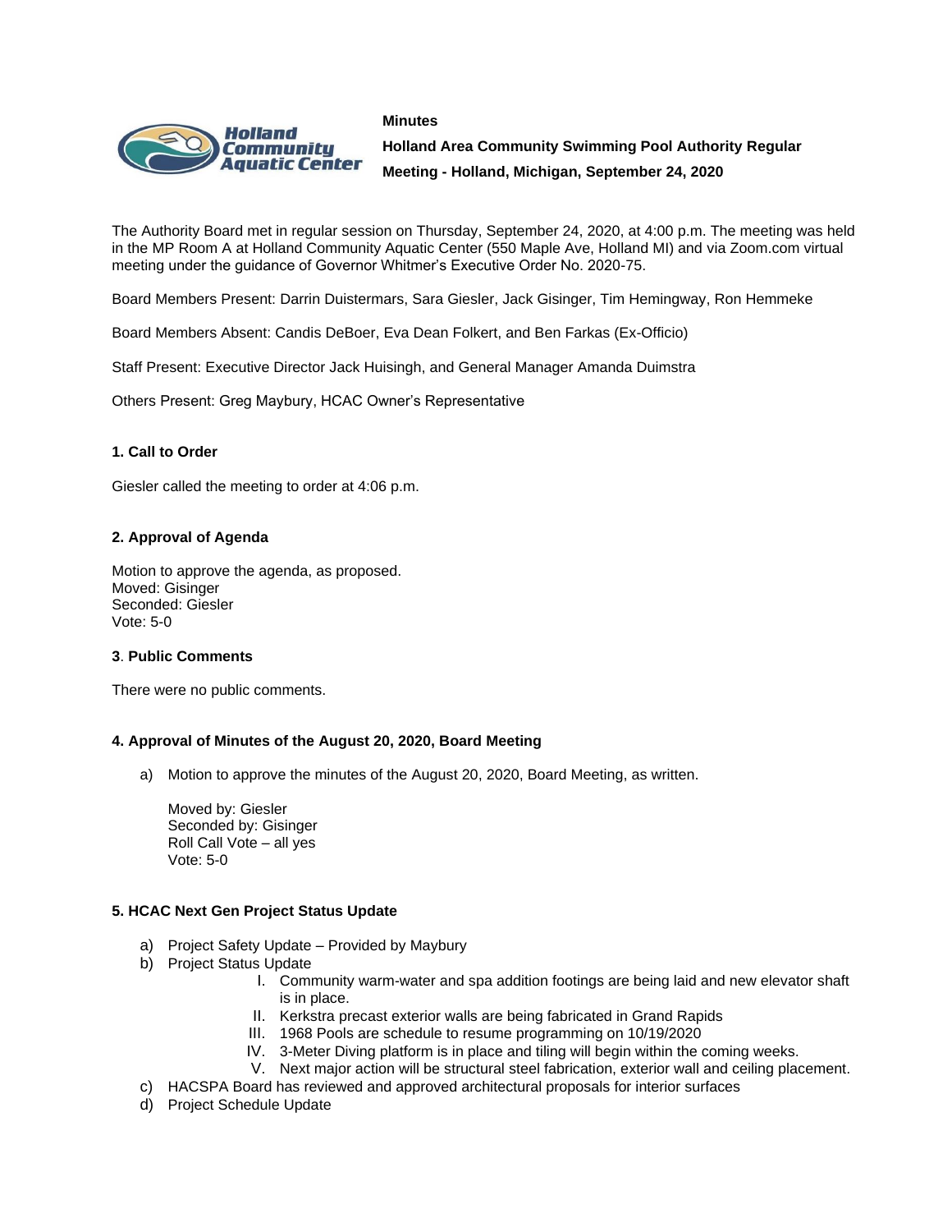**Minutes**

**Holland Area Community Swimming Pool Authority Regular Meeting - Holland, Michigan, September 24, 2020**

The Authority Board met in regular session on Thursday, September 24, 2020, at 4:00 p.m. The meeting was held in the MP Room A at Holland Community Aquatic Center (550 Maple Ave, Holland MI) and via Zoom.com virtual meeting under the guidance of Governor Whitmer's Executive Order No. 2020-75.

Board Members Present: Darrin Duistermars, Sara Giesler, Jack Gisinger, Tim Hemingway, Ron Hemmeke

Board Members Absent: Candis DeBoer, Eva Dean Folkert, and Ben Farkas (Ex-Officio)

Staff Present: Executive Director Jack Huisingh, and General Manager Amanda Duimstra

Others Present: Greg Maybury, HCAC Owner's Representative

### 1. Call to Order

Giesler called the meeting to order at 4:06 p.m.

### 2. Approval of Agenda

Motion to approve the agenda, as proposed.
Moved: Gisinger
Seconded: Giesler
Vote: 5-0

### 3. Public Comments

There were no public comments.

### 4. Approval of Minutes of the August 20, 2020, Board Meeting

a) Motion to approve the minutes of the August 20, 2020, Board Meeting, as written.

   Moved by: Giesler
   Seconded by: Gisinger
   Roll Call Vote – all yes
   Vote: 5-0

### 5. HCAC Next Gen Project Status Update

a) Project Safety Update – Provided by Maybury
b) Project Status Update
   I. Community warm-water and spa addition footings are being laid and new elevator shaft is in place.
   II. Kerkstra precast exterior walls are being fabricated in Grand Rapids
   III. 1968 Pools are schedule to resume programming on 10/19/2020
   IV. 3-Meter Diving platform is in place and tiling will begin within the coming weeks.
   V. Next major action will be structural steel fabrication, exterior wall and ceiling placement.
c) HACSPA Board has reviewed and approved architectural proposals for interior surfaces
d) Project Schedule Update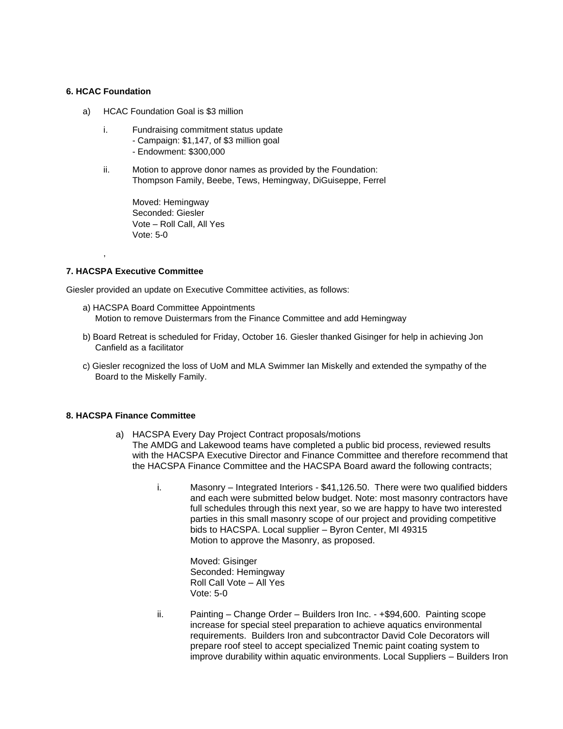**6. HCAC Foundation**

a) HCAC Foundation Goal is $3 million

i. Fundraising commitment status update
- Campaign: $1,147, of $3 million goal
- Endowment: $300,000

ii. Motion to approve donor names as provided by the Foundation:
Thompson Family, Beebe, Tews, Hemingway, DiGuiseppe, Ferrel

Moved: Hemingway
Seconded: Giesler
Vote – Roll Call, All Yes
Vote: 5-0

,

**7. HACSPA Executive Committee**

Giesler provided an update on Executive Committee activities, as follows:

a) HACSPA Board Committee Appointments
Motion to remove Duistermars from the Finance Committee and add Hemingway

b) Board Retreat is scheduled for Friday, October 16. Giesler thanked Gisinger for help in achieving Jon Canfield as a facilitator

c) Giesler recognized the loss of UoM and MLA Swimmer Ian Miskelly and extended the sympathy of the Board to the Miskelly Family.

**8. HACSPA Finance Committee**

a) HACSPA Every Day Project Contract proposals/motions
The AMDG and Lakewood teams have completed a public bid process, reviewed results with the HACSPA Executive Director and Finance Committee and therefore recommend that the HACSPA Finance Committee and the HACSPA Board award the following contracts;

i. Masonry – Integrated Interiors - $41,126.50. There were two qualified bidders and each were submitted below budget. Note: most masonry contractors have full schedules through this next year, so we are happy to have two interested parties in this small masonry scope of our project and providing competitive bids to HACSPA. Local supplier – Byron Center, MI 49315
Motion to approve the Masonry, as proposed.

Moved: Gisinger
Seconded: Hemingway
Roll Call Vote – All Yes
Vote: 5-0

ii. Painting – Change Order – Builders Iron Inc. - +$94,600. Painting scope increase for special steel preparation to achieve aquatics environmental requirements. Builders Iron and subcontractor David Cole Decorators will prepare roof steel to accept specialized Tnemic paint coating system to improve durability within aquatic environments. Local Suppliers – Builders Iron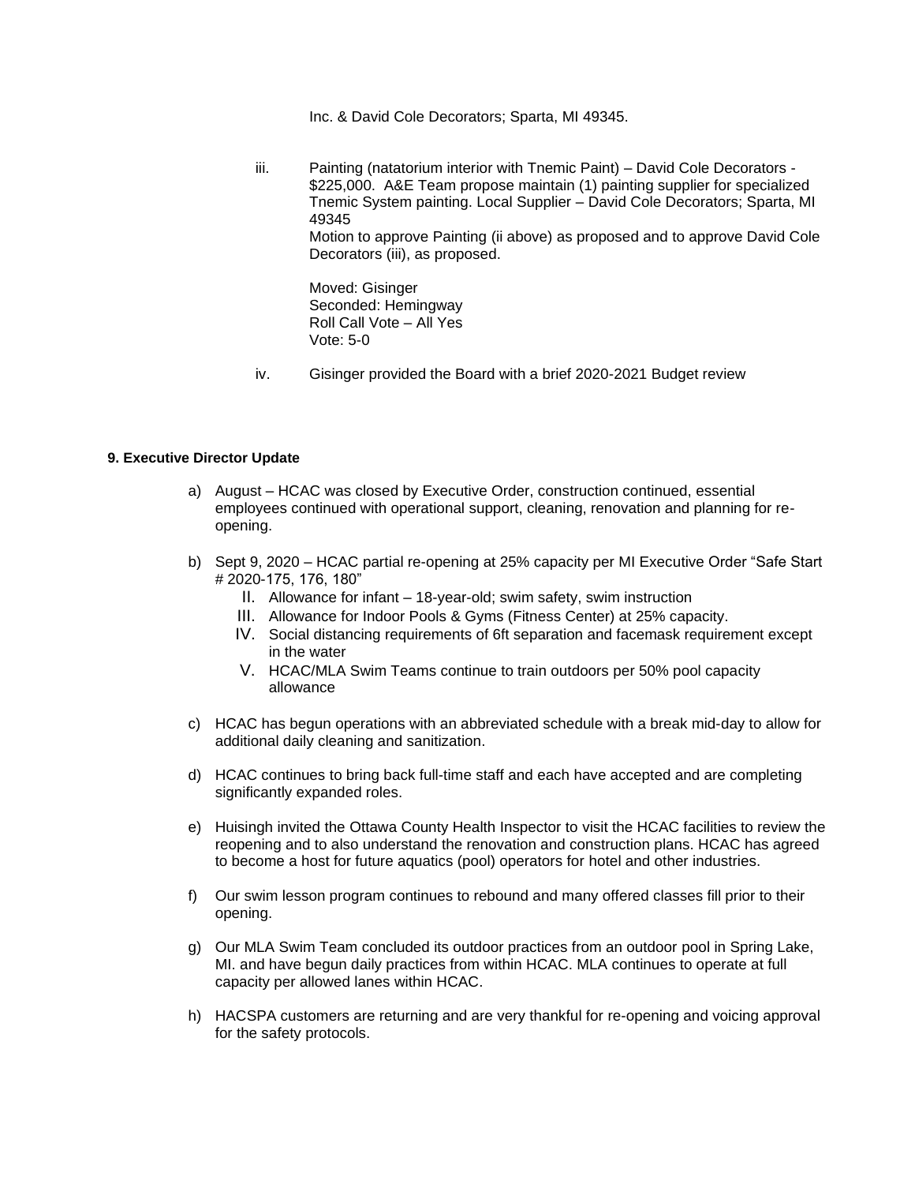Inc. & David Cole Decorators; Sparta, MI 49345.

iii. Painting (natatorium interior with Tnemic Paint) – David Cole Decorators - $225,000. A&E Team propose maintain (1) painting supplier for specialized Tnemic System painting. Local Supplier – David Cole Decorators; Sparta, MI 49345
Motion to approve Painting (ii above) as proposed and to approve David Cole Decorators (iii), as proposed.

Moved: Gisinger
Seconded: Hemingway
Roll Call Vote – All Yes
Vote: 5-0

iv. Gisinger provided the Board with a brief 2020-2021 Budget review

**9. Executive Director Update**

a) August – HCAC was closed by Executive Order, construction continued, essential employees continued with operational support, cleaning, renovation and planning for re-opening.

b) Sept 9, 2020 – HCAC partial re-opening at 25% capacity per MI Executive Order "Safe Start # 2020-175, 176, 180"
   - II. Allowance for infant – 18-year-old; swim safety, swim instruction
   - III. Allowance for Indoor Pools & Gyms (Fitness Center) at 25% capacity.
   - IV. Social distancing requirements of 6ft separation and facemask requirement except in the water
   - V. HCAC/MLA Swim Teams continue to train outdoors per 50% pool capacity allowance

c) HCAC has begun operations with an abbreviated schedule with a break mid-day to allow for additional daily cleaning and sanitization.

d) HCAC continues to bring back full-time staff and each have accepted and are completing significantly expanded roles.

e) Huisingh invited the Ottawa County Health Inspector to visit the HCAC facilities to review the reopening and to also understand the renovation and construction plans. HCAC has agreed to become a host for future aquatics (pool) operators for hotel and other industries.

f) Our swim lesson program continues to rebound and many offered classes fill prior to their opening.

g) Our MLA Swim Team concluded its outdoor practices from an outdoor pool in Spring Lake, MI. and have begun daily practices from within HCAC. MLA continues to operate at full capacity per allowed lanes within HCAC.

h) HACSPA customers are returning and are very thankful for re-opening and voicing approval for the safety protocols.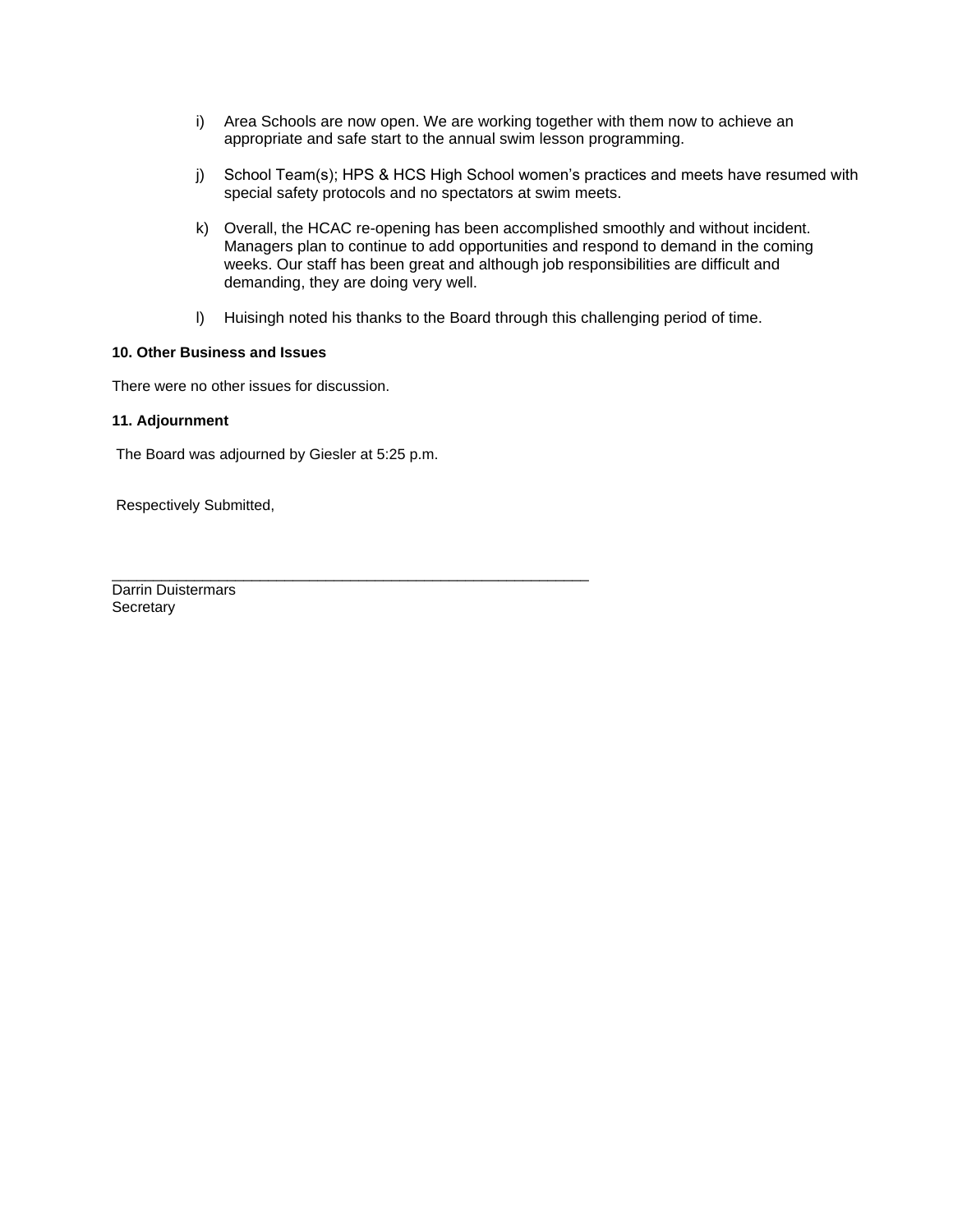i) Area Schools are now open. We are working together with them now to achieve an appropriate and safe start to the annual swim lesson programming.

j) School Team(s); HPS & HCS High School women's practices and meets have resumed with special safety protocols and no spectators at swim meets.

k) Overall, the HCAC re-opening has been accomplished smoothly and without incident. Managers plan to continue to add opportunities and respond to demand in the coming weeks. Our staff has been great and although job responsibilities are difficult and demanding, they are doing very well.

l) Huisingh noted his thanks to the Board through this challenging period of time.

**10. Other Business and Issues**

There were no other issues for discussion.

**11. Adjournment**

The Board was adjourned by Giesler at 5:25 p.m.

Respectively Submitted,

\_\_\_\_\_\_\_\_\_\_\_\_\_\_\_\_\_\_\_\_\_\_\_\_\_\_\_\_\_\_\_\_\_\_\_\_\_\_\_\_\_\_\_\_\_\_\_\_\_\_\_\_\_\_\_\_\_\_\_\_\_\_

Darrin Duistermars
Secretary